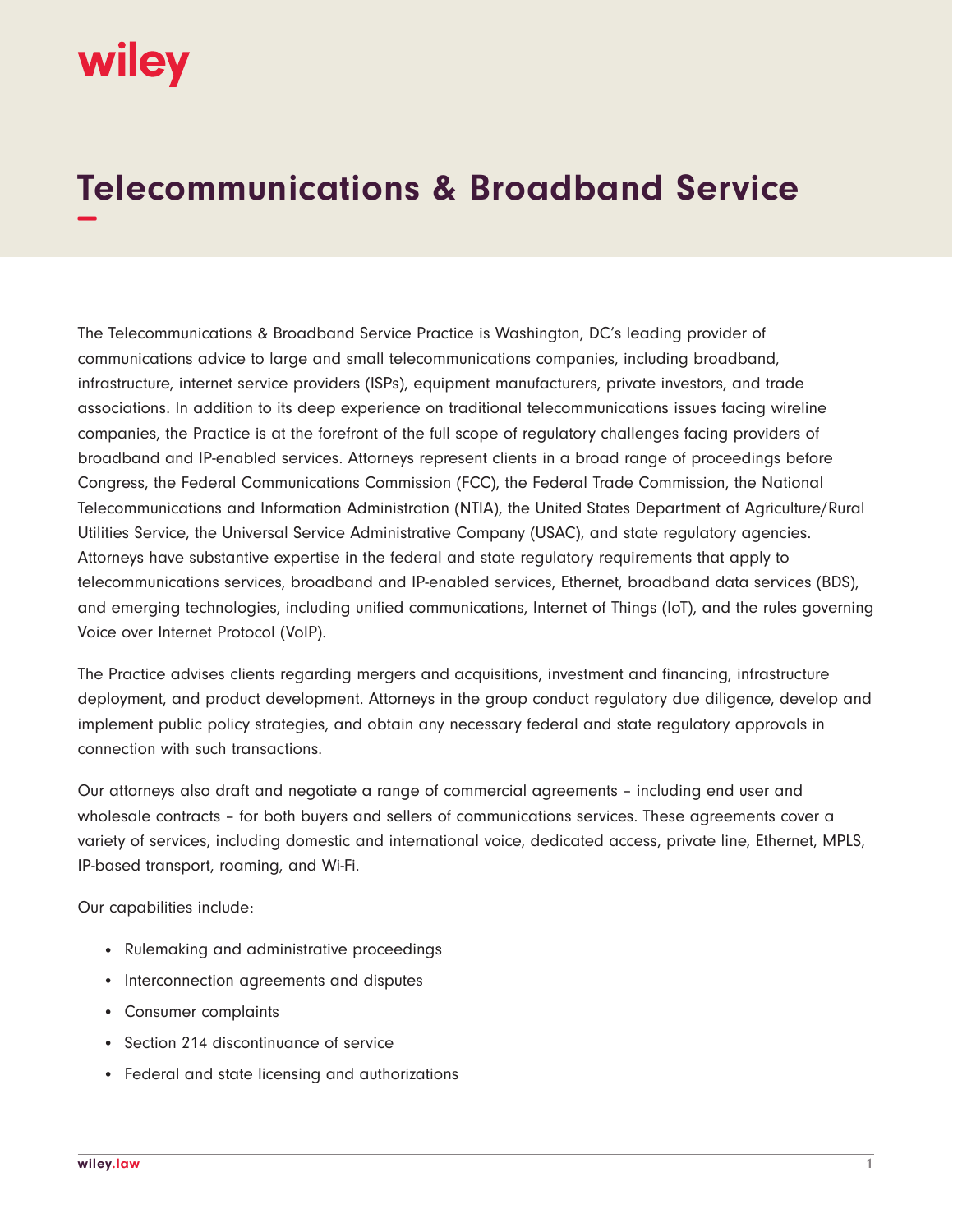# Telecommunications & Broadband Service

The Telecommunications & Broadband Service Practice is Washington, DC's leading provider of communications advice to large and small telecommunications companies, including broadband, infrastructure, internet service providers (ISPs), equipment manufacturers, private investors, and trade associations. In addition to its deep experience on traditional telecommunications issues facing wireline companies, the Practice is at the forefront of the full scope of regulatory challenges facing providers of broadband and IP-enabled services. Attorneys represent clients in a broad range of proceedings before Congress, the Federal Communications Commission (FCC), the Federal Trade Commission, the National Telecommunications and Information Administration (NTIA), the United States Department of Agriculture/Rural Utilities Service, the Universal Service Administrative Company (USAC), and state regulatory agencies. Attorneys have substantive expertise in the federal and state regulatory requirements that apply to telecommunications services, broadband and IP-enabled services, Ethernet, broadband data services (BDS), and emerging technologies, including unified communications, Internet of Things (IoT), and the rules governing Voice over Internet Protocol (VoIP).

The Practice advises clients regarding mergers and acquisitions, investment and financing, infrastructure deployment, and product development. Attorneys in the group conduct regulatory due diligence, develop and implement public policy strategies, and obtain any necessary federal and state regulatory approvals in connection with such transactions.

Our attorneys also draft and negotiate a range of commercial agreements – including end user and wholesale contracts – for both buyers and sellers of communications services. These agreements cover a variety of services, including domestic and international voice, dedicated access, private line, Ethernet, MPLS, IP-based transport, roaming, and Wi-Fi.

Our capabilities include:

- Rulemaking and administrative proceedings
- Interconnection agreements and disputes
- Consumer complaints
- Section 214 discontinuance of service
- Federal and state licensing and authorizations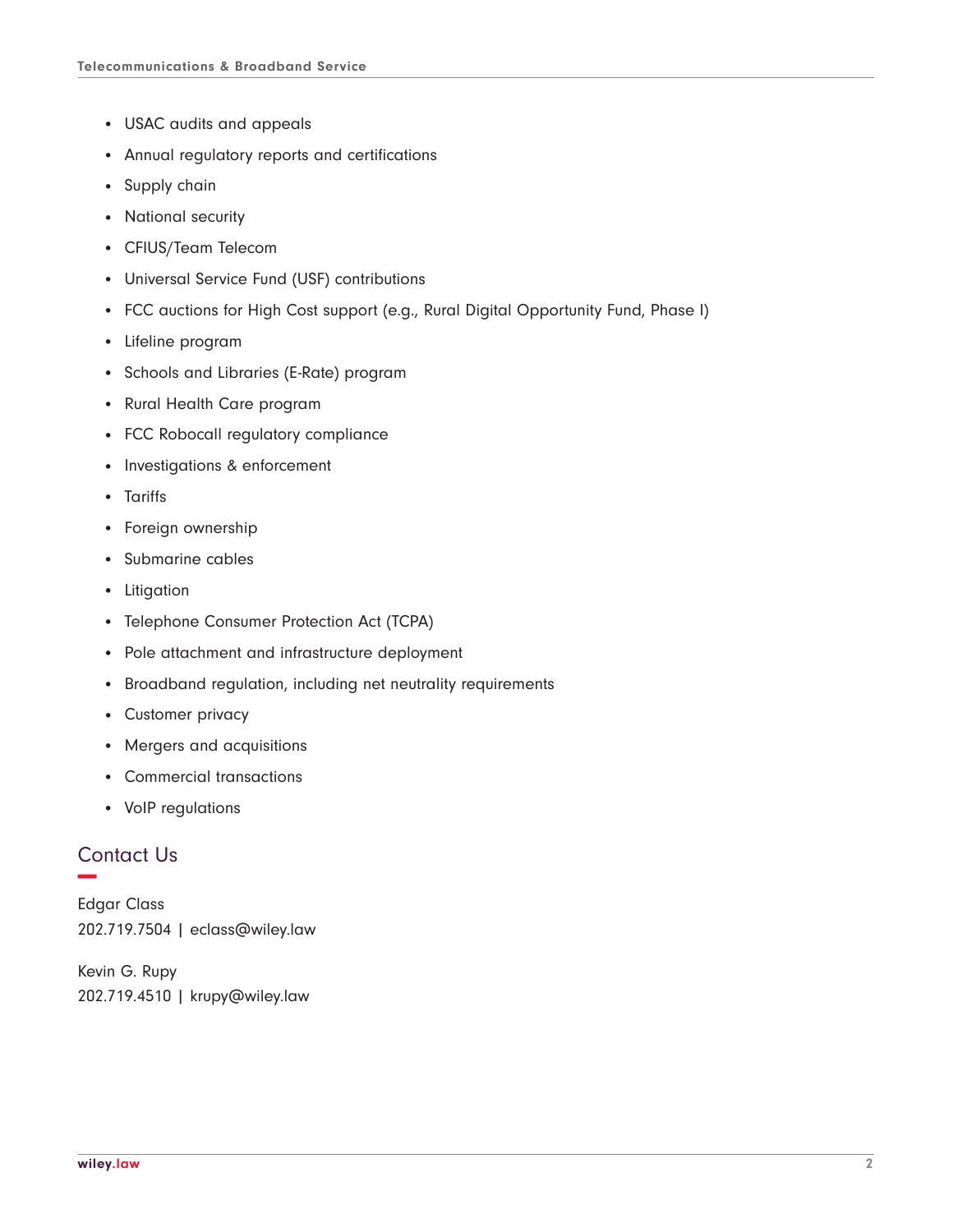- USAC audits and appeals
- Annual regulatory reports and certifications
- Supply chain
- National security
- CFIUS/Team Telecom
- Universal Service Fund (USF) contributions
- FCC auctions for High Cost support (e.g., Rural Digital Opportunity Fund, Phase I)
- Lifeline program
- Schools and Libraries (E-Rate) program
- Rural Health Care program
- FCC Robocall regulatory compliance
- Investigations & enforcement
- Tariffs
- Foreign ownership
- Submarine cables
- Litigation
- Telephone Consumer Protection Act (TCPA)
- Pole attachment and infrastructure deployment
- Broadband regulation, including net neutrality requirements
- Customer privacy
- Mergers and acquisitions
- Commercial transactions
- VoIP regulations

## Contact Us

Edgar Class
202.719.7504 | eclass@wiley.law

Kevin G. Rupy
202.719.4510 | krupy@wiley.law